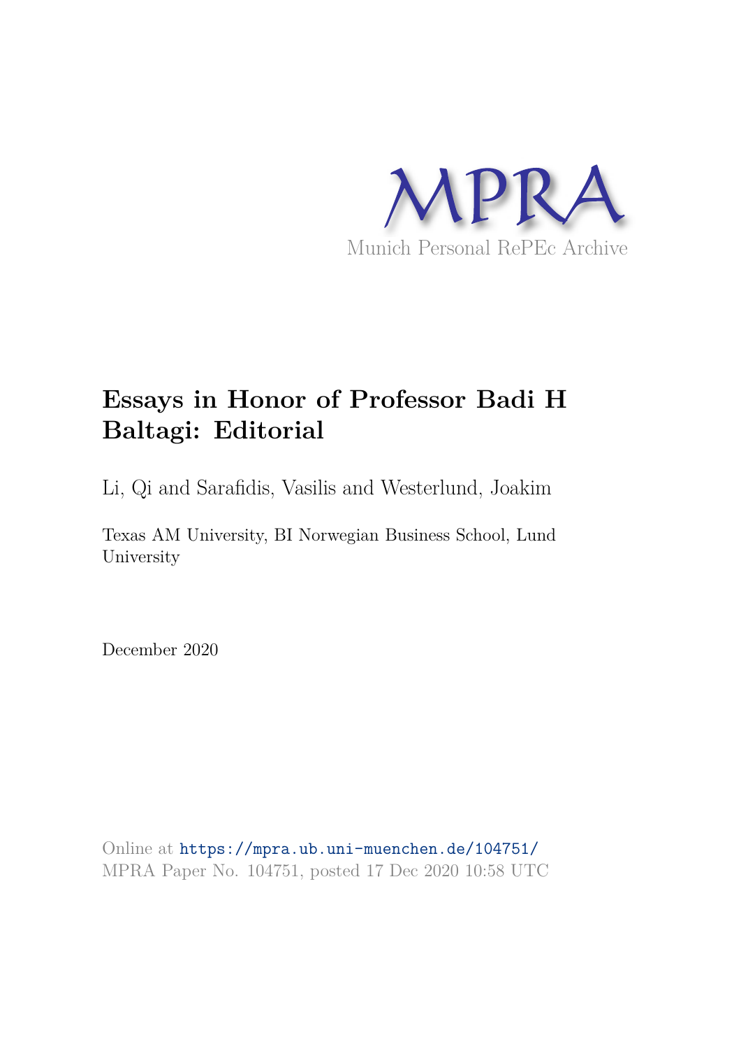MPRA

Munich Personal RePEc Archive

# Essays in Honor of Professor Badi H Baltagi: Editorial

Li, Qi and Sarafidis, Vasilis and Westerlund, Joakim

Texas AM University, BI Norwegian Business School, Lund University

December 2020

Online at https://mpra.ub.uni-muenchen.de/104751/
MPRA Paper No. 104751, posted 17 Dec 2020 10:58 UTC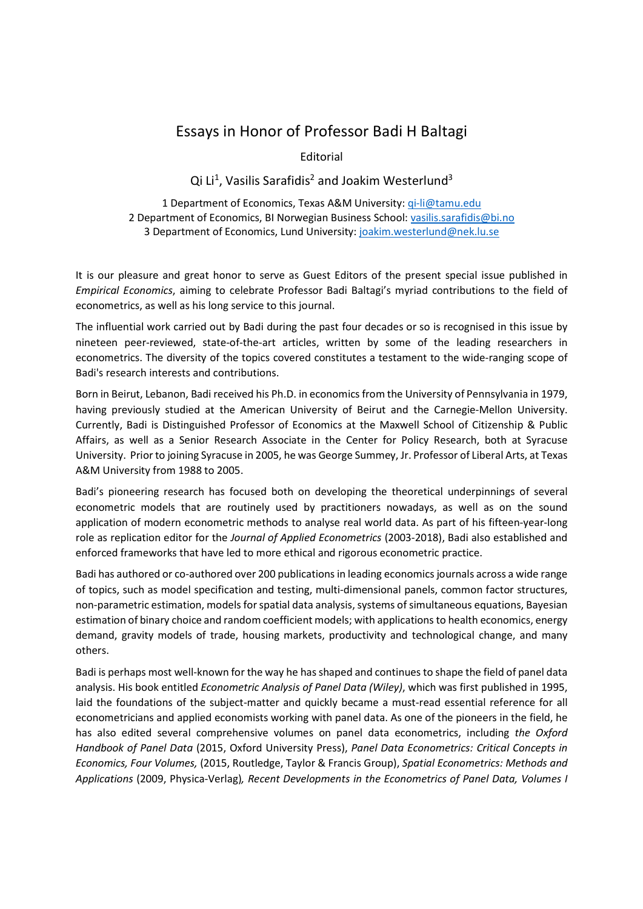# Essays in Honor of Professor Badi H Baltagi

Editorial

Qi Li[1], Vasilis Sarafidis[2] and Joakim Westerlund[3]

1 Department of Economics, Texas A&M University: qi-li@tamu.edu
2 Department of Economics, BI Norwegian Business School: vasilis.sarafidis@bi.no
3 Department of Economics, Lund University: joakim.westerlund@nek.lu.se

It is our pleasure and great honor to serve as Guest Editors of the present special issue published in *Empirical Economics*, aiming to celebrate Professor Badi Baltagi's myriad contributions to the field of econometrics, as well as his long service to this journal.

The influential work carried out by Badi during the past four decades or so is recognised in this issue by nineteen peer-reviewed, state-of-the-art articles, written by some of the leading researchers in econometrics. The diversity of the topics covered constitutes a testament to the wide-ranging scope of Badi's research interests and contributions.

Born in Beirut, Lebanon, Badi received his Ph.D. in economics from the University of Pennsylvania in 1979, having previously studied at the American University of Beirut and the Carnegie-Mellon University. Currently, Badi is Distinguished Professor of Economics at the Maxwell School of Citizenship & Public Affairs, as well as a Senior Research Associate in the Center for Policy Research, both at Syracuse University. Prior to joining Syracuse in 2005, he was George Summey, Jr. Professor of Liberal Arts, at Texas A&M University from 1988 to 2005.

Badi's pioneering research has focused both on developing the theoretical underpinnings of several econometric models that are routinely used by practitioners nowadays, as well as on the sound application of modern econometric methods to analyse real world data. As part of his fifteen-year-long role as replication editor for the *Journal of Applied Econometrics* (2003-2018), Badi also established and enforced frameworks that have led to more ethical and rigorous econometric practice.

Badi has authored or co-authored over 200 publications in leading economics journals across a wide range of topics, such as model specification and testing, multi-dimensional panels, common factor structures, non-parametric estimation, models for spatial data analysis, systems of simultaneous equations, Bayesian estimation of binary choice and random coefficient models; with applications to health economics, energy demand, gravity models of trade, housing markets, productivity and technological change, and many others.

Badi is perhaps most well-known for the way he has shaped and continues to shape the field of panel data analysis. His book entitled *Econometric Analysis of Panel Data (Wiley)*, which was first published in 1995, laid the foundations of the subject-matter and quickly became a must-read essential reference for all econometricians and applied economists working with panel data. As one of the pioneers in the field, he has also edited several comprehensive volumes on panel data econometrics, including *the Oxford Handbook of Panel Data* (2015, Oxford University Press), *Panel Data Econometrics: Critical Concepts in Economics, Four Volumes,* (2015, Routledge, Taylor & Francis Group), *Spatial Econometrics: Methods and Applications* (2009, Physica-Verlag)*, Recent Developments in the Econometrics of Panel Data, Volumes I*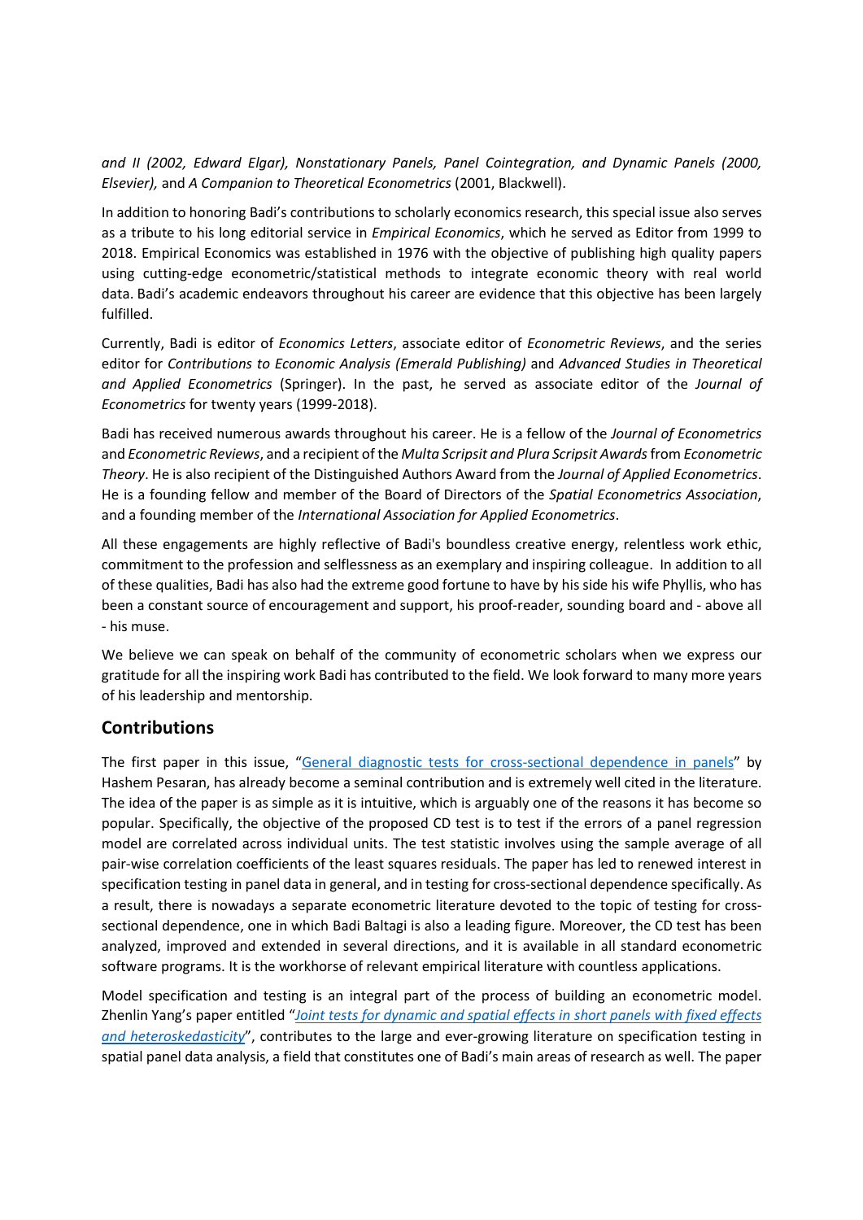*and II (2002, Edward Elgar), Nonstationary Panels, Panel Cointegration, and Dynamic Panels (2000, Elsevier),* and *A Companion to Theoretical Econometrics* (2001, Blackwell).

In addition to honoring Badi's contributions to scholarly economics research, this special issue also serves as a tribute to his long editorial service in *Empirical Economics*, which he served as Editor from 1999 to 2018. Empirical Economics was established in 1976 with the objective of publishing high quality papers using cutting-edge econometric/statistical methods to integrate economic theory with real world data. Badi's academic endeavors throughout his career are evidence that this objective has been largely fulfilled.

Currently, Badi is editor of *Economics Letters*, associate editor of *Econometric Reviews*, and the series editor for *Contributions to Economic Analysis (Emerald Publishing)* and *Advanced Studies in Theoretical and Applied Econometrics* (Springer). In the past, he served as associate editor of the *Journal of Econometrics* for twenty years (1999-2018).

Badi has received numerous awards throughout his career. He is a fellow of the *Journal of Econometrics* and *Econometric Reviews*, and a recipient of the *Multa Scripsit and Plura Scripsit Awards* from *Econometric Theory*. He is also recipient of the Distinguished Authors Award from the *Journal of Applied Econometrics*. He is a founding fellow and member of the Board of Directors of the *Spatial Econometrics Association*, and a founding member of the *International Association for Applied Econometrics*.

All these engagements are highly reflective of Badi's boundless creative energy, relentless work ethic, commitment to the profession and selflessness as an exemplary and inspiring colleague. In addition to all of these qualities, Badi has also had the extreme good fortune to have by his side his wife Phyllis, who has been a constant source of encouragement and support, his proof-reader, sounding board and - above all - his muse.

We believe we can speak on behalf of the community of econometric scholars when we express our gratitude for all the inspiring work Badi has contributed to the field. We look forward to many more years of his leadership and mentorship.

## Contributions

The first paper in this issue, "General diagnostic tests for cross-sectional dependence in panels" by Hashem Pesaran, has already become a seminal contribution and is extremely well cited in the literature. The idea of the paper is as simple as it is intuitive, which is arguably one of the reasons it has become so popular. Specifically, the objective of the proposed CD test is to test if the errors of a panel regression model are correlated across individual units. The test statistic involves using the sample average of all pair-wise correlation coefficients of the least squares residuals. The paper has led to renewed interest in specification testing in panel data in general, and in testing for cross-sectional dependence specifically. As a result, there is nowadays a separate econometric literature devoted to the topic of testing for cross-sectional dependence, one in which Badi Baltagi is also a leading figure. Moreover, the CD test has been analyzed, improved and extended in several directions, and it is available in all standard econometric software programs. It is the workhorse of relevant empirical literature with countless applications.

Model specification and testing is an integral part of the process of building an econometric model. Zhenlin Yang's paper entitled "*Joint tests for dynamic and spatial effects in short panels with fixed effects and heteroskedasticity*", contributes to the large and ever-growing literature on specification testing in spatial panel data analysis, a field that constitutes one of Badi's main areas of research as well. The paper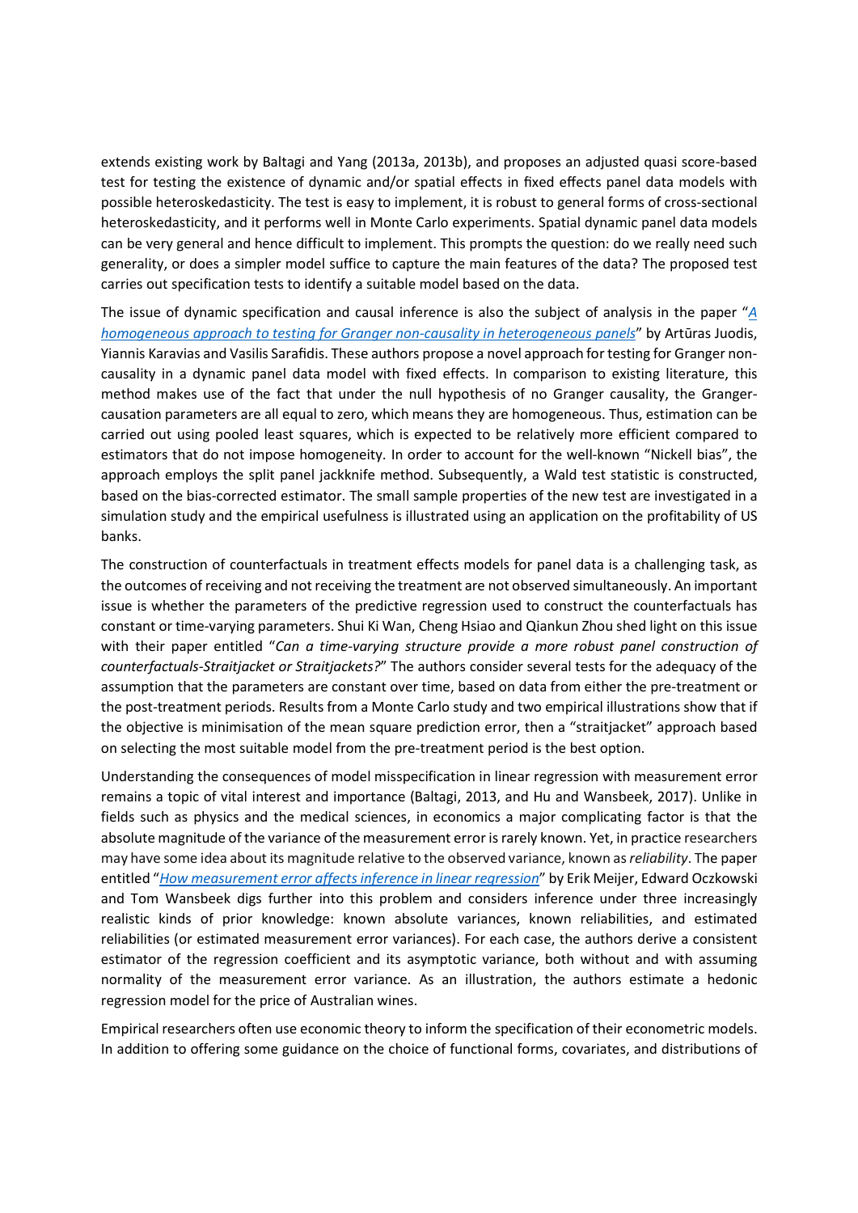extends existing work by Baltagi and Yang (2013a, 2013b), and proposes an adjusted quasi score-based test for testing the existence of dynamic and/or spatial effects in fixed effects panel data models with possible heteroskedasticity. The test is easy to implement, it is robust to general forms of cross-sectional heteroskedasticity, and it performs well in Monte Carlo experiments. Spatial dynamic panel data models can be very general and hence difficult to implement. This prompts the question: do we really need such generality, or does a simpler model suffice to capture the main features of the data? The proposed test carries out specification tests to identify a suitable model based on the data.

The issue of dynamic specification and causal inference is also the subject of analysis in the paper "*A homogeneous approach to testing for Granger non-causality in heterogeneous panels*" by Artūras Juodis, Yiannis Karavias and Vasilis Sarafidis. These authors propose a novel approach for testing for Granger non-causality in a dynamic panel data model with fixed effects. In comparison to existing literature, this method makes use of the fact that under the null hypothesis of no Granger causality, the Granger-causation parameters are all equal to zero, which means they are homogeneous. Thus, estimation can be carried out using pooled least squares, which is expected to be relatively more efficient compared to estimators that do not impose homogeneity. In order to account for the well-known "Nickell bias", the approach employs the split panel jackknife method. Subsequently, a Wald test statistic is constructed, based on the bias-corrected estimator. The small sample properties of the new test are investigated in a simulation study and the empirical usefulness is illustrated using an application on the profitability of US banks.

The construction of counterfactuals in treatment effects models for panel data is a challenging task, as the outcomes of receiving and not receiving the treatment are not observed simultaneously. An important issue is whether the parameters of the predictive regression used to construct the counterfactuals has constant or time-varying parameters. Shui Ki Wan, Cheng Hsiao and Qiankun Zhou shed light on this issue with their paper entitled "*Can a time-varying structure provide a more robust panel construction of counterfactuals-Straitjacket or Straitjackets?*" The authors consider several tests for the adequacy of the assumption that the parameters are constant over time, based on data from either the pre-treatment or the post-treatment periods. Results from a Monte Carlo study and two empirical illustrations show that if the objective is minimisation of the mean square prediction error, then a "straitjacket" approach based on selecting the most suitable model from the pre-treatment period is the best option.

Understanding the consequences of model misspecification in linear regression with measurement error remains a topic of vital interest and importance (Baltagi, 2013, and Hu and Wansbeek, 2017). Unlike in fields such as physics and the medical sciences, in economics a major complicating factor is that the absolute magnitude of the variance of the measurement error is rarely known. Yet, in practice researchers may have some idea about its magnitude relative to the observed variance, known as *reliability*. The paper entitled "*How measurement error affects inference in linear regression*" by Erik Meijer, Edward Oczkowski and Tom Wansbeek digs further into this problem and considers inference under three increasingly realistic kinds of prior knowledge: known absolute variances, known reliabilities, and estimated reliabilities (or estimated measurement error variances). For each case, the authors derive a consistent estimator of the regression coefficient and its asymptotic variance, both without and with assuming normality of the measurement error variance. As an illustration, the authors estimate a hedonic regression model for the price of Australian wines.

Empirical researchers often use economic theory to inform the specification of their econometric models. In addition to offering some guidance on the choice of functional forms, covariates, and distributions of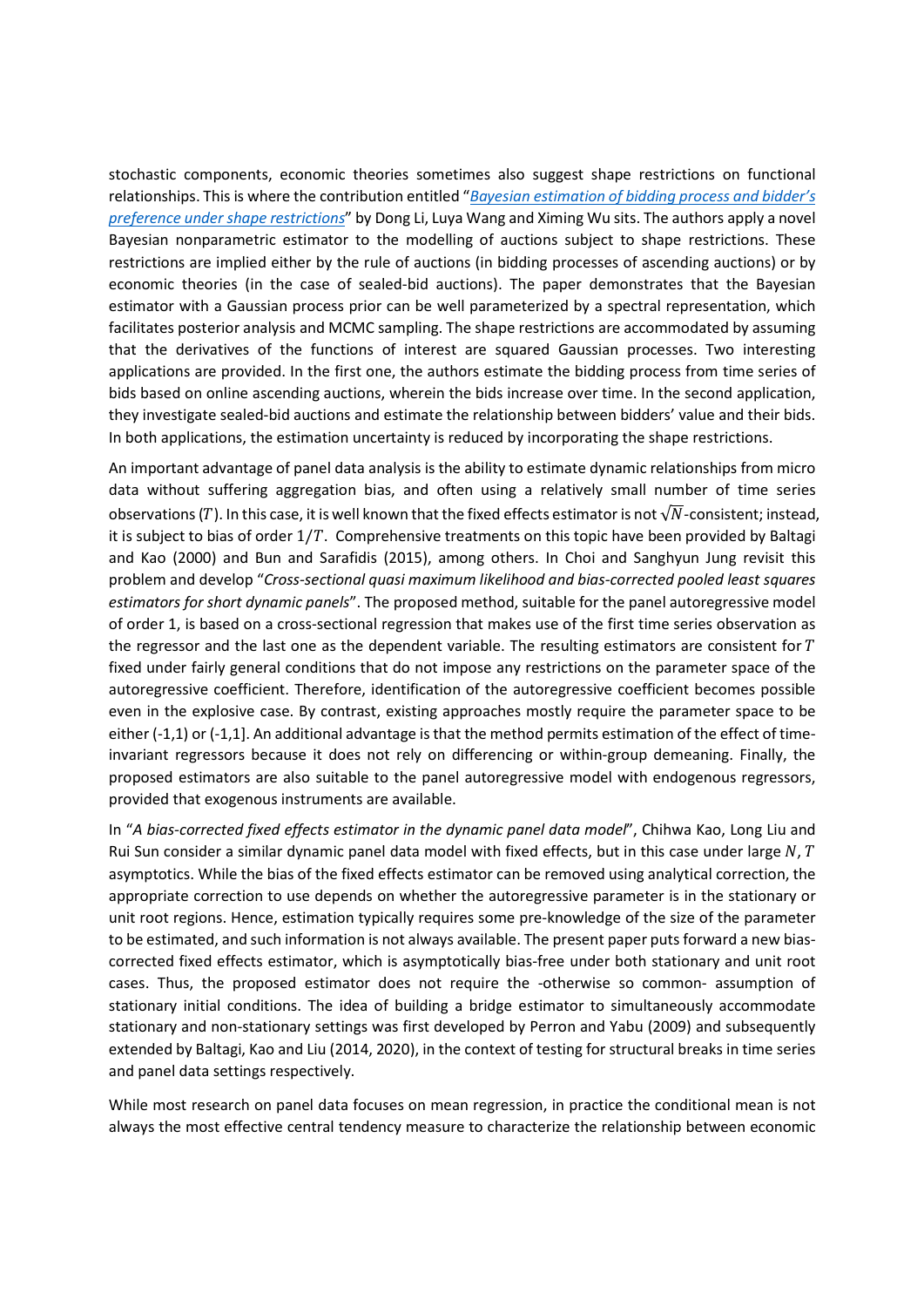stochastic components, economic theories sometimes also suggest shape restrictions on functional relationships. This is where the contribution entitled "*Bayesian estimation of bidding process and bidder's preference under shape restrictions*" by Dong Li, Luya Wang and Ximing Wu sits. The authors apply a novel Bayesian nonparametric estimator to the modelling of auctions subject to shape restrictions. These restrictions are implied either by the rule of auctions (in bidding processes of ascending auctions) or by economic theories (in the case of sealed-bid auctions). The paper demonstrates that the Bayesian estimator with a Gaussian process prior can be well parameterized by a spectral representation, which facilitates posterior analysis and MCMC sampling. The shape restrictions are accommodated by assuming that the derivatives of the functions of interest are squared Gaussian processes. Two interesting applications are provided. In the first one, the authors estimate the bidding process from time series of bids based on online ascending auctions, wherein the bids increase over time. In the second application, they investigate sealed-bid auctions and estimate the relationship between bidders' value and their bids. In both applications, the estimation uncertainty is reduced by incorporating the shape restrictions.

An important advantage of panel data analysis is the ability to estimate dynamic relationships from micro data without suffering aggregation bias, and often using a relatively small number of time series observations ($T$). In this case, it is well known that the fixed effects estimator is not $\sqrt{N}$-consistent; instead, it is subject to bias of order $1/T$. Comprehensive treatments on this topic have been provided by Baltagi and Kao (2000) and Bun and Sarafidis (2015), among others. In Choi and Sanghyun Jung revisit this problem and develop "*Cross-sectional quasi maximum likelihood and bias-corrected pooled least squares estimators for short dynamic panels*". The proposed method, suitable for the panel autoregressive model of order 1, is based on a cross-sectional regression that makes use of the first time series observation as the regressor and the last one as the dependent variable. The resulting estimators are consistent for $T$ fixed under fairly general conditions that do not impose any restrictions on the parameter space of the autoregressive coefficient. Therefore, identification of the autoregressive coefficient becomes possible even in the explosive case. By contrast, existing approaches mostly require the parameter space to be either (-1,1) or (-1,1]. An additional advantage is that the method permits estimation of the effect of time-invariant regressors because it does not rely on differencing or within-group demeaning. Finally, the proposed estimators are also suitable to the panel autoregressive model with endogenous regressors, provided that exogenous instruments are available.

In "*A bias-corrected fixed effects estimator in the dynamic panel data model*", Chihwa Kao, Long Liu and Rui Sun consider a similar dynamic panel data model with fixed effects, but in this case under large $N, T$ asymptotics. While the bias of the fixed effects estimator can be removed using analytical correction, the appropriate correction to use depends on whether the autoregressive parameter is in the stationary or unit root regions. Hence, estimation typically requires some pre-knowledge of the size of the parameter to be estimated, and such information is not always available. The present paper puts forward a new bias-corrected fixed effects estimator, which is asymptotically bias-free under both stationary and unit root cases. Thus, the proposed estimator does not require the -otherwise so common- assumption of stationary initial conditions. The idea of building a bridge estimator to simultaneously accommodate stationary and non-stationary settings was first developed by Perron and Yabu (2009) and subsequently extended by Baltagi, Kao and Liu (2014, 2020), in the context of testing for structural breaks in time series and panel data settings respectively.

While most research on panel data focuses on mean regression, in practice the conditional mean is not always the most effective central tendency measure to characterize the relationship between economic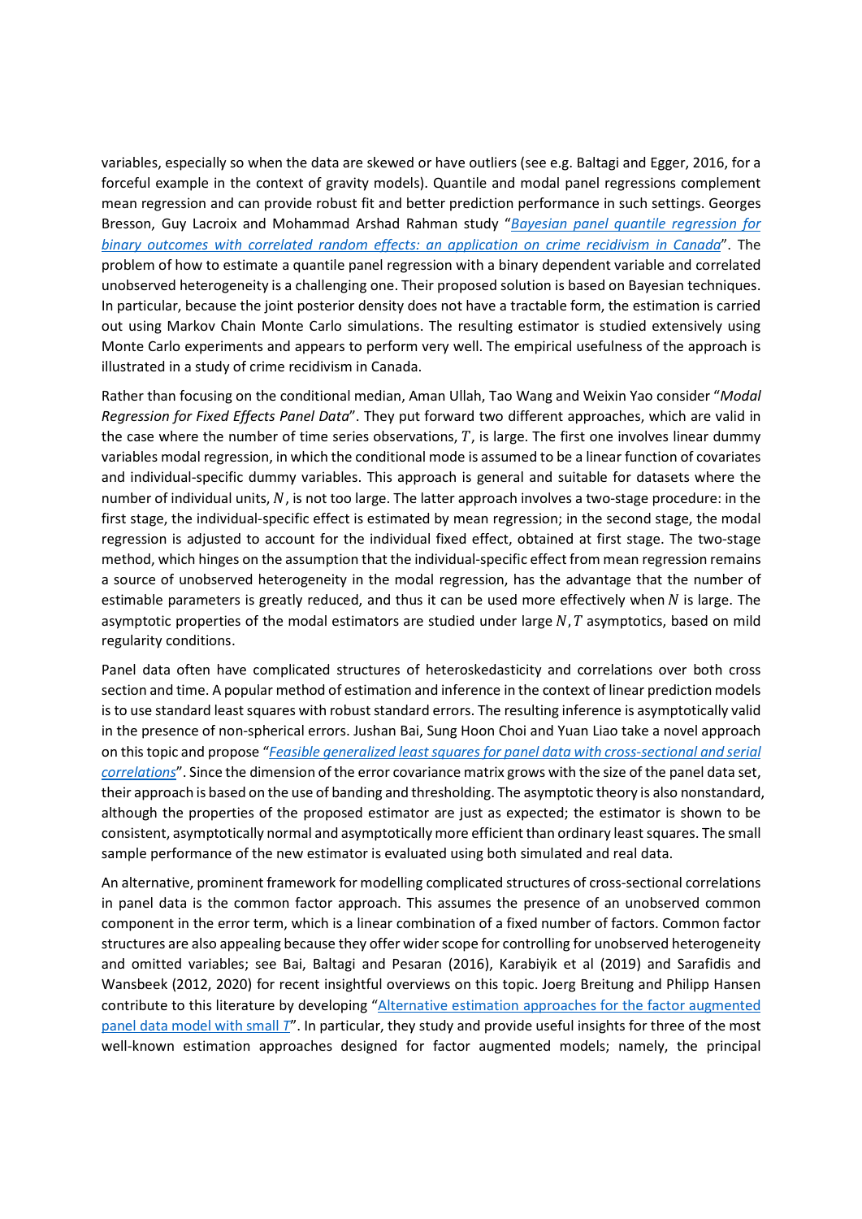variables, especially so when the data are skewed or have outliers (see e.g. Baltagi and Egger, 2016, for a forceful example in the context of gravity models). Quantile and modal panel regressions complement mean regression and can provide robust fit and better prediction performance in such settings. Georges Bresson, Guy Lacroix and Mohammad Arshad Rahman study "*Bayesian panel quantile regression for binary outcomes with correlated random effects: an application on crime recidivism in Canada*". The problem of how to estimate a quantile panel regression with a binary dependent variable and correlated unobserved heterogeneity is a challenging one. Their proposed solution is based on Bayesian techniques. In particular, because the joint posterior density does not have a tractable form, the estimation is carried out using Markov Chain Monte Carlo simulations. The resulting estimator is studied extensively using Monte Carlo experiments and appears to perform very well. The empirical usefulness of the approach is illustrated in a study of crime recidivism in Canada.

Rather than focusing on the conditional median, Aman Ullah, Tao Wang and Weixin Yao consider "*Modal Regression for Fixed Effects Panel Data*". They put forward two different approaches, which are valid in the case where the number of time series observations, $T$, is large. The first one involves linear dummy variables modal regression, in which the conditional mode is assumed to be a linear function of covariates and individual-specific dummy variables. This approach is general and suitable for datasets where the number of individual units, $N$, is not too large. The latter approach involves a two-stage procedure: in the first stage, the individual-specific effect is estimated by mean regression; in the second stage, the modal regression is adjusted to account for the individual fixed effect, obtained at first stage. The two-stage method, which hinges on the assumption that the individual-specific effect from mean regression remains a source of unobserved heterogeneity in the modal regression, has the advantage that the number of estimable parameters is greatly reduced, and thus it can be used more effectively when $N$ is large. The asymptotic properties of the modal estimators are studied under large $N, T$ asymptotics, based on mild regularity conditions.

Panel data often have complicated structures of heteroskedasticity and correlations over both cross section and time. A popular method of estimation and inference in the context of linear prediction models is to use standard least squares with robust standard errors. The resulting inference is asymptotically valid in the presence of non-spherical errors. Jushan Bai, Sung Hoon Choi and Yuan Liao take a novel approach on this topic and propose "*Feasible generalized least squares for panel data with cross-sectional and serial correlations*". Since the dimension of the error covariance matrix grows with the size of the panel data set, their approach is based on the use of banding and thresholding. The asymptotic theory is also nonstandard, although the properties of the proposed estimator are just as expected; the estimator is shown to be consistent, asymptotically normal and asymptotically more efficient than ordinary least squares. The small sample performance of the new estimator is evaluated using both simulated and real data.

An alternative, prominent framework for modelling complicated structures of cross-sectional correlations in panel data is the common factor approach. This assumes the presence of an unobserved common component in the error term, which is a linear combination of a fixed number of factors. Common factor structures are also appealing because they offer wider scope for controlling for unobserved heterogeneity and omitted variables; see Bai, Baltagi and Pesaran (2016), Karabiyik et al (2019) and Sarafidis and Wansbeek (2012, 2020) for recent insightful overviews on this topic. Joerg Breitung and Philipp Hansen contribute to this literature by developing "Alternative estimation approaches for the factor augmented panel data model with small $T$". In particular, they study and provide useful insights for three of the most well-known estimation approaches designed for factor augmented models; namely, the principal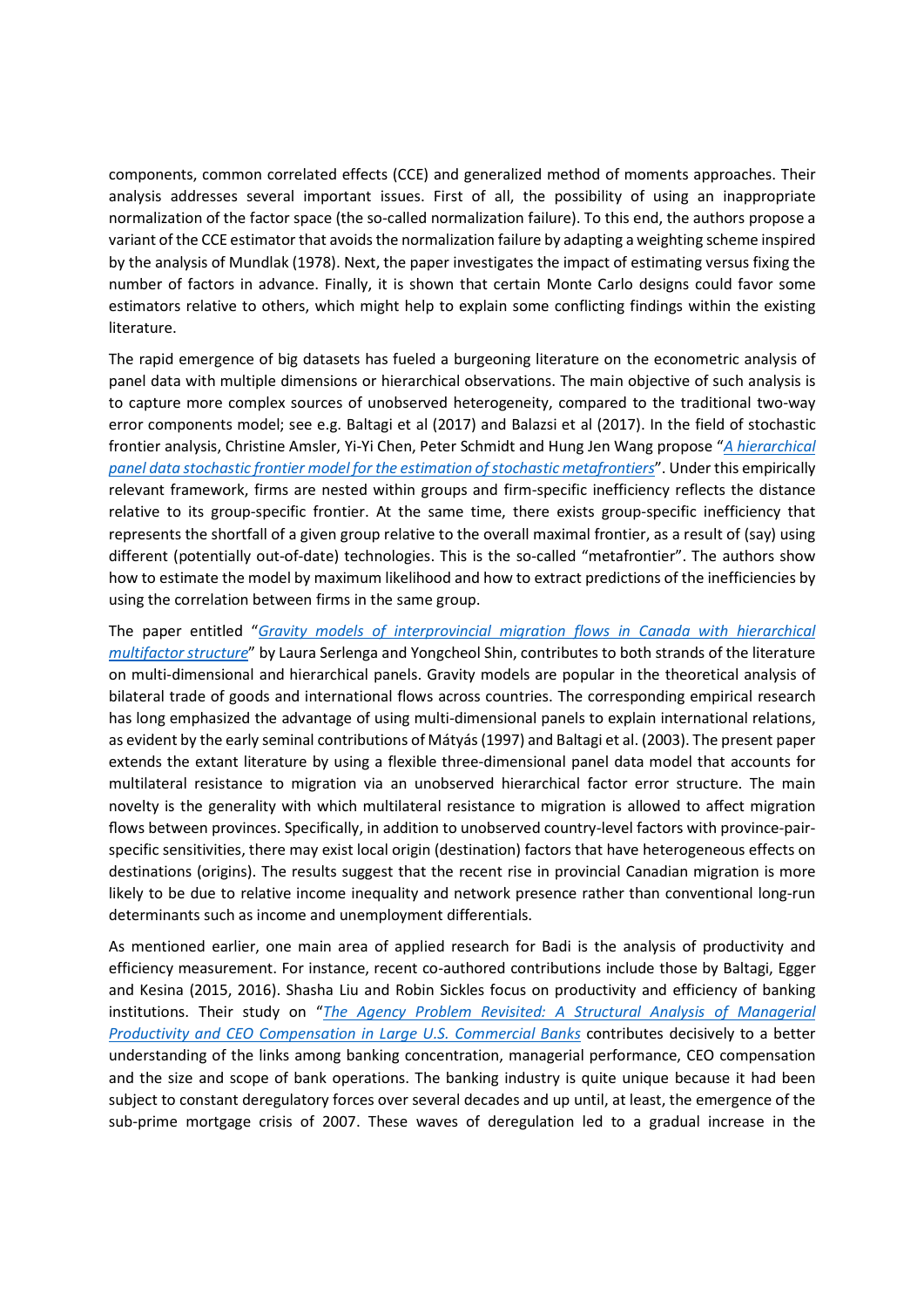components, common correlated effects (CCE) and generalized method of moments approaches. Their analysis addresses several important issues. First of all, the possibility of using an inappropriate normalization of the factor space (the so-called normalization failure). To this end, the authors propose a variant of the CCE estimator that avoids the normalization failure by adapting a weighting scheme inspired by the analysis of Mundlak (1978). Next, the paper investigates the impact of estimating versus fixing the number of factors in advance. Finally, it is shown that certain Monte Carlo designs could favor some estimators relative to others, which might help to explain some conflicting findings within the existing literature.

The rapid emergence of big datasets has fueled a burgeoning literature on the econometric analysis of panel data with multiple dimensions or hierarchical observations. The main objective of such analysis is to capture more complex sources of unobserved heterogeneity, compared to the traditional two-way error components model; see e.g. Baltagi et al (2017) and Balazsi et al (2017). In the field of stochastic frontier analysis, Christine Amsler, Yi-Yi Chen, Peter Schmidt and Hung Jen Wang propose "*A hierarchical panel data stochastic frontier model for the estimation of stochastic metafrontiers*". Under this empirically relevant framework, firms are nested within groups and firm-specific inefficiency reflects the distance relative to its group-specific frontier. At the same time, there exists group-specific inefficiency that represents the shortfall of a given group relative to the overall maximal frontier, as a result of (say) using different (potentially out-of-date) technologies. This is the so-called "metafrontier". The authors show how to estimate the model by maximum likelihood and how to extract predictions of the inefficiencies by using the correlation between firms in the same group.

The paper entitled "*Gravity models of interprovincial migration flows in Canada with hierarchical multifactor structure*" by Laura Serlenga and Yongcheol Shin, contributes to both strands of the literature on multi-dimensional and hierarchical panels. Gravity models are popular in the theoretical analysis of bilateral trade of goods and international flows across countries. The corresponding empirical research has long emphasized the advantage of using multi-dimensional panels to explain international relations, as evident by the early seminal contributions of Mátyás (1997) and Baltagi et al. (2003). The present paper extends the extant literature by using a flexible three-dimensional panel data model that accounts for multilateral resistance to migration via an unobserved hierarchical factor error structure. The main novelty is the generality with which multilateral resistance to migration is allowed to affect migration flows between provinces. Specifically, in addition to unobserved country-level factors with province-pair-specific sensitivities, there may exist local origin (destination) factors that have heterogeneous effects on destinations (origins). The results suggest that the recent rise in provincial Canadian migration is more likely to be due to relative income inequality and network presence rather than conventional long-run determinants such as income and unemployment differentials.

As mentioned earlier, one main area of applied research for Badi is the analysis of productivity and efficiency measurement. For instance, recent co-authored contributions include those by Baltagi, Egger and Kesina (2015, 2016). Shasha Liu and Robin Sickles focus on productivity and efficiency of banking institutions. Their study on "*The Agency Problem Revisited: A Structural Analysis of Managerial Productivity and CEO Compensation in Large U.S. Commercial Banks* contributes decisively to a better understanding of the links among banking concentration, managerial performance, CEO compensation and the size and scope of bank operations. The banking industry is quite unique because it had been subject to constant deregulatory forces over several decades and up until, at least, the emergence of the sub-prime mortgage crisis of 2007. These waves of deregulation led to a gradual increase in the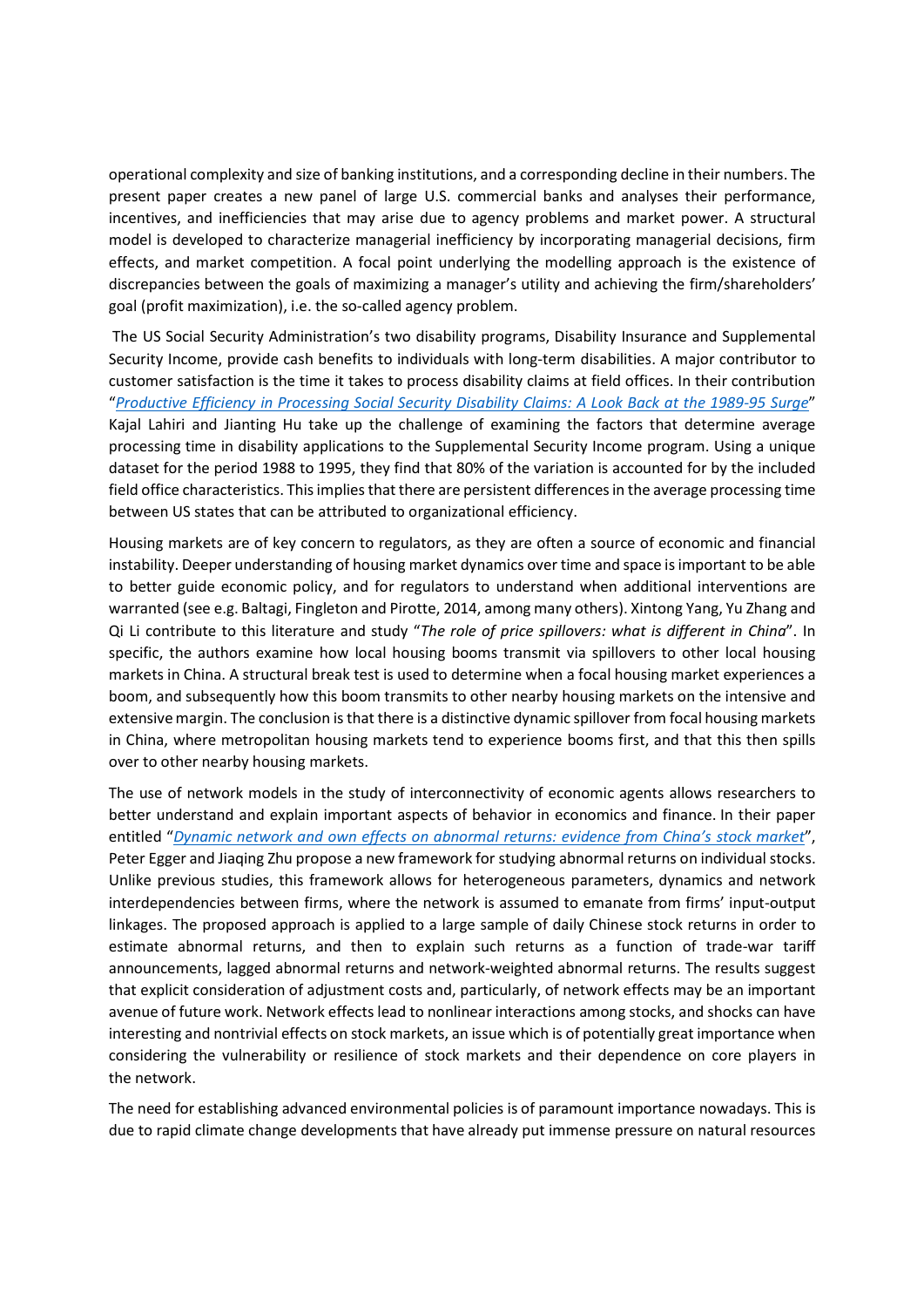operational complexity and size of banking institutions, and a corresponding decline in their numbers. The present paper creates a new panel of large U.S. commercial banks and analyses their performance, incentives, and inefficiencies that may arise due to agency problems and market power. A structural model is developed to characterize managerial inefficiency by incorporating managerial decisions, firm effects, and market competition. A focal point underlying the modelling approach is the existence of discrepancies between the goals of maximizing a manager's utility and achieving the firm/shareholders' goal (profit maximization), i.e. the so-called agency problem.

The US Social Security Administration's two disability programs, Disability Insurance and Supplemental Security Income, provide cash benefits to individuals with long-term disabilities. A major contributor to customer satisfaction is the time it takes to process disability claims at field offices. In their contribution "*Productive Efficiency in Processing Social Security Disability Claims: A Look Back at the 1989-95 Surge*" Kajal Lahiri and Jianting Hu take up the challenge of examining the factors that determine average processing time in disability applications to the Supplemental Security Income program. Using a unique dataset for the period 1988 to 1995, they find that 80% of the variation is accounted for by the included field office characteristics. This implies that there are persistent differences in the average processing time between US states that can be attributed to organizational efficiency.

Housing markets are of key concern to regulators, as they are often a source of economic and financial instability. Deeper understanding of housing market dynamics over time and space is important to be able to better guide economic policy, and for regulators to understand when additional interventions are warranted (see e.g. Baltagi, Fingleton and Pirotte, 2014, among many others). Xintong Yang, Yu Zhang and Qi Li contribute to this literature and study "*The role of price spillovers: what is different in China*". In specific, the authors examine how local housing booms transmit via spillovers to other local housing markets in China. A structural break test is used to determine when a focal housing market experiences a boom, and subsequently how this boom transmits to other nearby housing markets on the intensive and extensive margin. The conclusion is that there is a distinctive dynamic spillover from focal housing markets in China, where metropolitan housing markets tend to experience booms first, and that this then spills over to other nearby housing markets.

The use of network models in the study of interconnectivity of economic agents allows researchers to better understand and explain important aspects of behavior in economics and finance. In their paper entitled "*Dynamic network and own effects on abnormal returns: evidence from China's stock market*", Peter Egger and Jiaqing Zhu propose a new framework for studying abnormal returns on individual stocks. Unlike previous studies, this framework allows for heterogeneous parameters, dynamics and network interdependencies between firms, where the network is assumed to emanate from firms' input-output linkages. The proposed approach is applied to a large sample of daily Chinese stock returns in order to estimate abnormal returns, and then to explain such returns as a function of trade-war tariff announcements, lagged abnormal returns and network-weighted abnormal returns. The results suggest that explicit consideration of adjustment costs and, particularly, of network effects may be an important avenue of future work. Network effects lead to nonlinear interactions among stocks, and shocks can have interesting and nontrivial effects on stock markets, an issue which is of potentially great importance when considering the vulnerability or resilience of stock markets and their dependence on core players in the network.

The need for establishing advanced environmental policies is of paramount importance nowadays. This is due to rapid climate change developments that have already put immense pressure on natural resources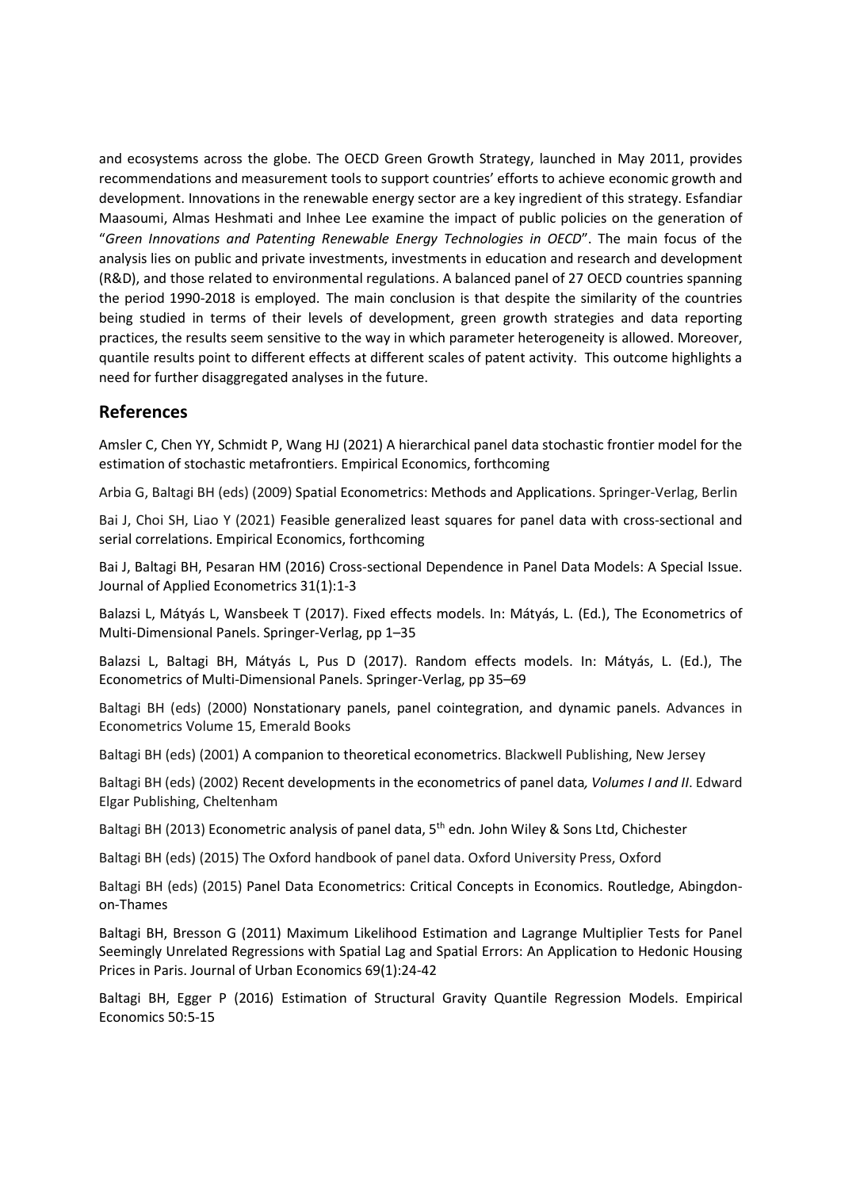and ecosystems across the globe. The OECD Green Growth Strategy, launched in May 2011, provides recommendations and measurement tools to support countries' efforts to achieve economic growth and development. Innovations in the renewable energy sector are a key ingredient of this strategy. Esfandiar Maasoumi, Almas Heshmati and Inhee Lee examine the impact of public policies on the generation of "*Green Innovations and Patenting Renewable Energy Technologies in OECD*". The main focus of the analysis lies on public and private investments, investments in education and research and development (R&D), and those related to environmental regulations. A balanced panel of 27 OECD countries spanning the period 1990-2018 is employed. The main conclusion is that despite the similarity of the countries being studied in terms of their levels of development, green growth strategies and data reporting practices, the results seem sensitive to the way in which parameter heterogeneity is allowed. Moreover, quantile results point to different effects at different scales of patent activity. This outcome highlights a need for further disaggregated analyses in the future.

## References

Amsler C, Chen YY, Schmidt P, Wang HJ (2021) A hierarchical panel data stochastic frontier model for the estimation of stochastic metafrontiers. Empirical Economics, forthcoming

Arbia G, Baltagi BH (eds) (2009) Spatial Econometrics: Methods and Applications. Springer-Verlag, Berlin

Bai J, Choi SH, Liao Y (2021) Feasible generalized least squares for panel data with cross-sectional and serial correlations. Empirical Economics, forthcoming

Bai J, Baltagi BH, Pesaran HM (2016) Cross-sectional Dependence in Panel Data Models: A Special Issue. Journal of Applied Econometrics 31(1):1-3

Balazsi L, Mátyás L, Wansbeek T (2017). Fixed effects models. In: Mátyás, L. (Ed.), The Econometrics of Multi-Dimensional Panels. Springer-Verlag, pp 1–35

Balazsi L, Baltagi BH, Mátyás L, Pus D (2017). Random effects models. In: Mátyás, L. (Ed.), The Econometrics of Multi-Dimensional Panels. Springer-Verlag, pp 35–69

Baltagi BH (eds) (2000) Nonstationary panels, panel cointegration, and dynamic panels. Advances in Econometrics Volume 15, Emerald Books

Baltagi BH (eds) (2001) A companion to theoretical econometrics. Blackwell Publishing, New Jersey

Baltagi BH (eds) (2002) Recent developments in the econometrics of panel data*, Volumes I and II*. Edward Elgar Publishing, Cheltenham

Baltagi BH (2013) Econometric analysis of panel data, 5th edn. John Wiley & Sons Ltd, Chichester

Baltagi BH (eds) (2015) The Oxford handbook of panel data. Oxford University Press, Oxford

Baltagi BH (eds) (2015) Panel Data Econometrics: Critical Concepts in Economics. Routledge, Abingdon-on-Thames

Baltagi BH, Bresson G (2011) Maximum Likelihood Estimation and Lagrange Multiplier Tests for Panel Seemingly Unrelated Regressions with Spatial Lag and Spatial Errors: An Application to Hedonic Housing Prices in Paris. Journal of Urban Economics 69(1):24-42

Baltagi BH, Egger P (2016) Estimation of Structural Gravity Quantile Regression Models. Empirical Economics 50:5-15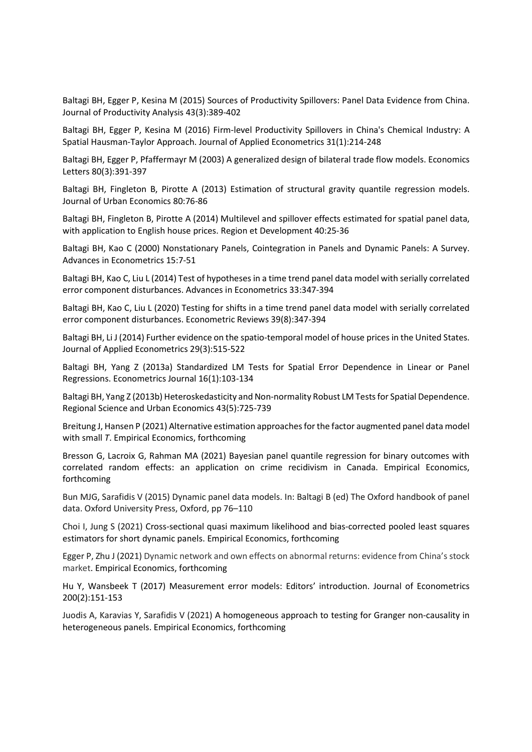Baltagi BH, Egger P, Kesina M (2015) Sources of Productivity Spillovers: Panel Data Evidence from China. Journal of Productivity Analysis 43(3):389-402

Baltagi BH, Egger P, Kesina M (2016) Firm-level Productivity Spillovers in China's Chemical Industry: A Spatial Hausman-Taylor Approach. Journal of Applied Econometrics 31(1):214-248

Baltagi BH, Egger P, Pfaffermayr M (2003) A generalized design of bilateral trade flow models. Economics Letters 80(3):391-397

Baltagi BH, Fingleton B, Pirotte A (2013) Estimation of structural gravity quantile regression models. Journal of Urban Economics 80:76-86

Baltagi BH, Fingleton B, Pirotte A (2014) Multilevel and spillover effects estimated for spatial panel data, with application to English house prices. Region et Development 40:25-36

Baltagi BH, Kao C (2000) Nonstationary Panels, Cointegration in Panels and Dynamic Panels: A Survey. Advances in Econometrics 15:7-51

Baltagi BH, Kao C, Liu L (2014) Test of hypotheses in a time trend panel data model with serially correlated error component disturbances. Advances in Econometrics 33:347-394

Baltagi BH, Kao C, Liu L (2020) Testing for shifts in a time trend panel data model with serially correlated error component disturbances. Econometric Reviews 39(8):347-394

Baltagi BH, Li J (2014) Further evidence on the spatio-temporal model of house prices in the United States. Journal of Applied Econometrics 29(3):515-522

Baltagi BH, Yang Z (2013a) Standardized LM Tests for Spatial Error Dependence in Linear or Panel Regressions. Econometrics Journal 16(1):103-134

Baltagi BH, Yang Z (2013b) Heteroskedasticity and Non-normality Robust LM Tests for Spatial Dependence. Regional Science and Urban Economics 43(5):725-739

Breitung J, Hansen P (2021) Alternative estimation approaches for the factor augmented panel data model with small *T*. Empirical Economics, forthcoming

Bresson G, Lacroix G, Rahman MA (2021) Bayesian panel quantile regression for binary outcomes with correlated random effects: an application on crime recidivism in Canada. Empirical Economics, forthcoming

Bun MJG, Sarafidis V (2015) Dynamic panel data models. In: Baltagi B (ed) The Oxford handbook of panel data. Oxford University Press, Oxford, pp 76–110

Choi I, Jung S (2021) Cross-sectional quasi maximum likelihood and bias-corrected pooled least squares estimators for short dynamic panels. Empirical Economics, forthcoming

Egger P, Zhu J (2021) Dynamic network and own effects on abnormal returns: evidence from China's stock market. Empirical Economics, forthcoming

Hu Y, Wansbeek T (2017) Measurement error models: Editors' introduction. Journal of Econometrics 200(2):151-153

Juodis A, Karavias Y, Sarafidis V (2021) A homogeneous approach to testing for Granger non-causality in heterogeneous panels. Empirical Economics, forthcoming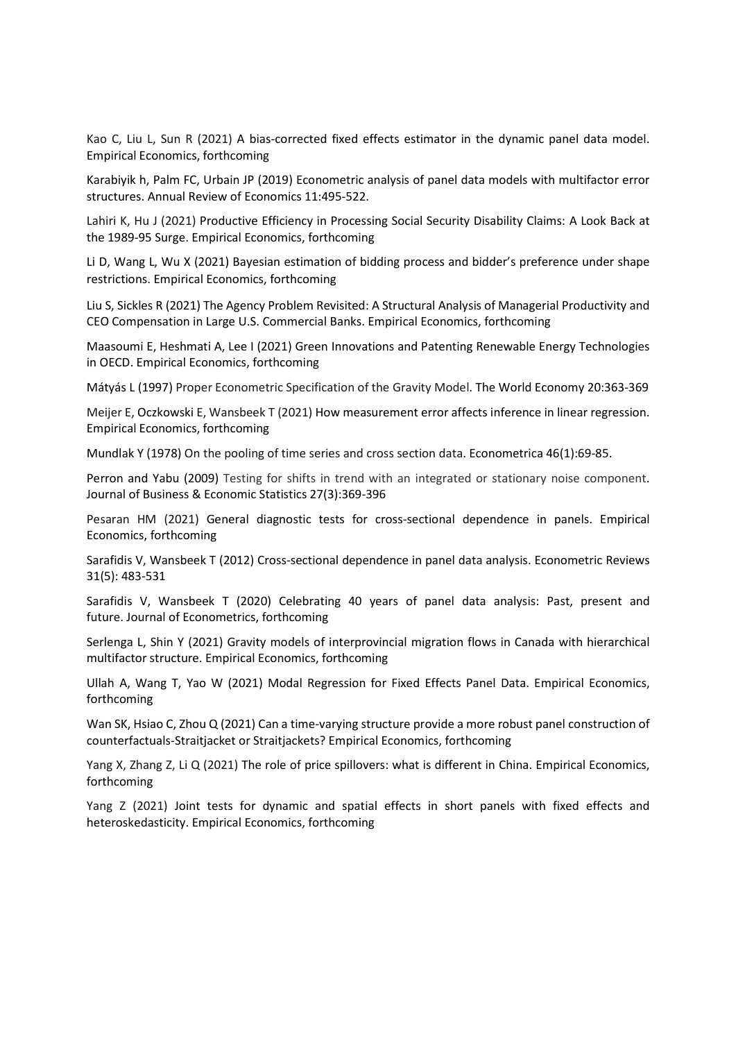Kao C, Liu L, Sun R (2021) A bias-corrected fixed effects estimator in the dynamic panel data model. Empirical Economics, forthcoming

Karabiyik h, Palm FC, Urbain JP (2019) Econometric analysis of panel data models with multifactor error structures. Annual Review of Economics 11:495-522.

Lahiri K, Hu J (2021) Productive Efficiency in Processing Social Security Disability Claims: A Look Back at the 1989-95 Surge. Empirical Economics, forthcoming

Li D, Wang L, Wu X (2021) Bayesian estimation of bidding process and bidder's preference under shape restrictions. Empirical Economics, forthcoming

Liu S, Sickles R (2021) The Agency Problem Revisited: A Structural Analysis of Managerial Productivity and CEO Compensation in Large U.S. Commercial Banks. Empirical Economics, forthcoming

Maasoumi E, Heshmati A, Lee I (2021) Green Innovations and Patenting Renewable Energy Technologies in OECD. Empirical Economics, forthcoming

Mátyás L (1997) Proper Econometric Specification of the Gravity Model. The World Economy 20:363-369

Meijer E, Oczkowski E, Wansbeek T (2021) How measurement error affects inference in linear regression. Empirical Economics, forthcoming

Mundlak Y (1978) On the pooling of time series and cross section data. Econometrica 46(1):69-85.

Perron and Yabu (2009) Testing for shifts in trend with an integrated or stationary noise component. Journal of Business & Economic Statistics 27(3):369-396

Pesaran HM (2021) General diagnostic tests for cross-sectional dependence in panels. Empirical Economics, forthcoming

Sarafidis V, Wansbeek T (2012) Cross-sectional dependence in panel data analysis. Econometric Reviews 31(5): 483-531

Sarafidis V, Wansbeek T (2020) Celebrating 40 years of panel data analysis: Past, present and future. Journal of Econometrics, forthcoming

Serlenga L, Shin Y (2021) Gravity models of interprovincial migration flows in Canada with hierarchical multifactor structure. Empirical Economics, forthcoming

Ullah A, Wang T, Yao W (2021) Modal Regression for Fixed Effects Panel Data. Empirical Economics, forthcoming

Wan SK, Hsiao C, Zhou Q (2021) Can a time-varying structure provide a more robust panel construction of counterfactuals-Straitjacket or Straitjackets? Empirical Economics, forthcoming

Yang X, Zhang Z, Li Q (2021) The role of price spillovers: what is different in China. Empirical Economics, forthcoming

Yang Z (2021) Joint tests for dynamic and spatial effects in short panels with fixed effects and heteroskedasticity. Empirical Economics, forthcoming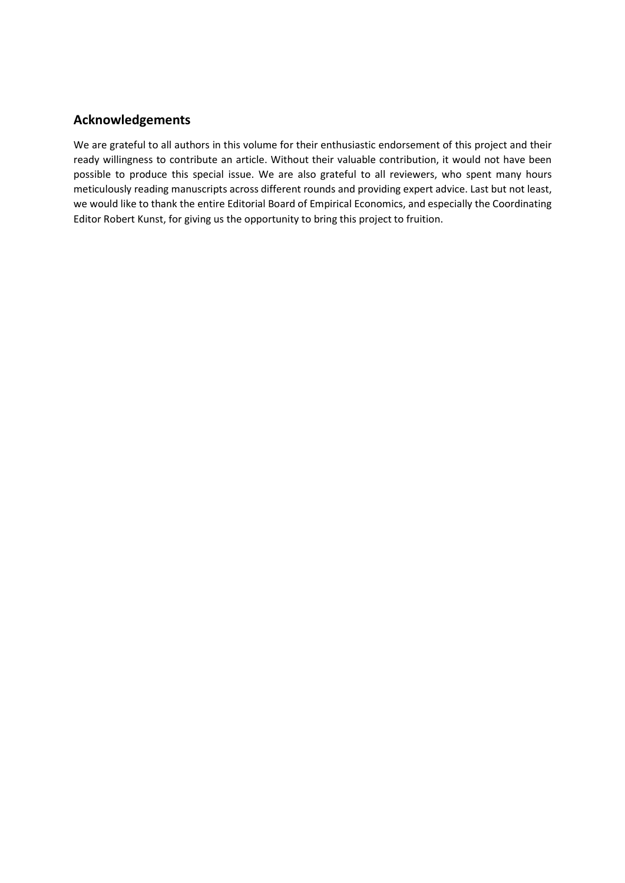## Acknowledgements

We are grateful to all authors in this volume for their enthusiastic endorsement of this project and their ready willingness to contribute an article. Without their valuable contribution, it would not have been possible to produce this special issue. We are also grateful to all reviewers, who spent many hours meticulously reading manuscripts across different rounds and providing expert advice. Last but not least, we would like to thank the entire Editorial Board of Empirical Economics, and especially the Coordinating Editor Robert Kunst, for giving us the opportunity to bring this project to fruition.